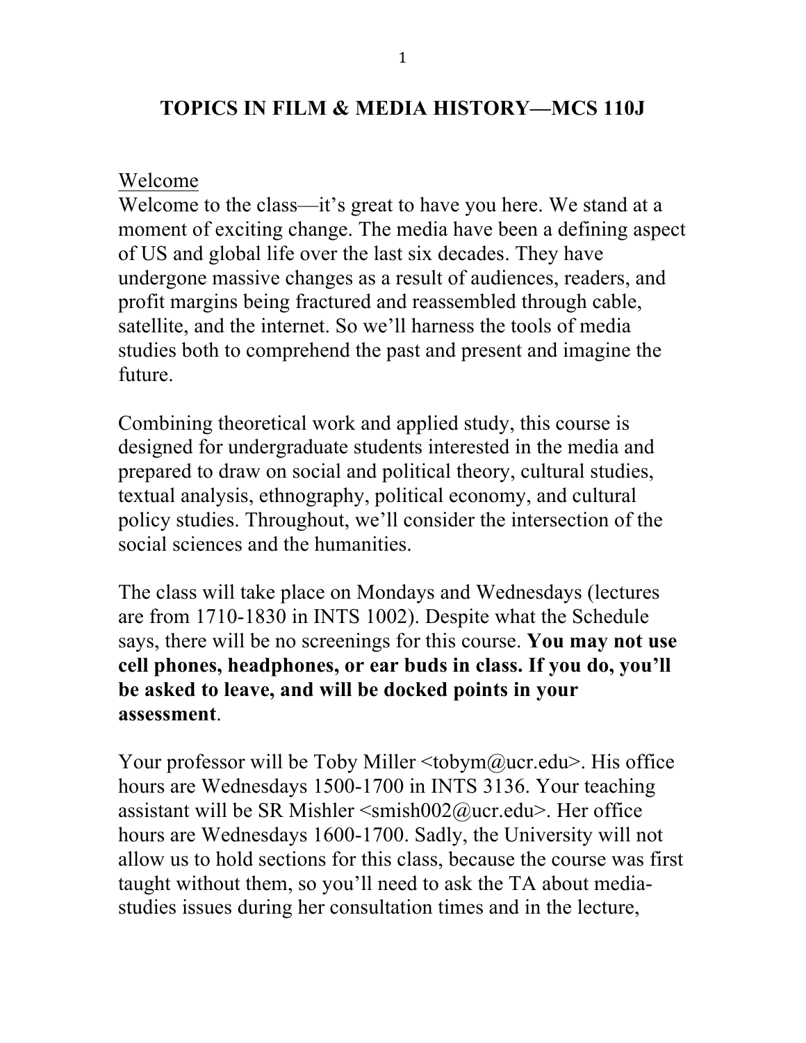# TOPICS IN FILM & MEDIA HISTORY—MCS 110J

## Welcome

Welcome to the class—it's great to have you here. We stand at a moment of exciting change. The media have been a defining aspect of US and global life over the last six decades. They have undergone massive changes as a result of audiences, readers, and profit margins being fractured and reassembled through cable, satellite, and the internet. So we'll harness the tools of media studies both to comprehend the past and present and imagine the future.

Combining theoretical work and applied study, this course is designed for undergraduate students interested in the media and prepared to draw on social and political theory, cultural studies, textual analysis, ethnography, political economy, and cultural policy studies. Throughout, we'll consider the intersection of the social sciences and the humanities.

The class will take place on Mondays and Wednesdays (lectures are from 1710-1830 in INTS 1002). Despite what the Schedule says, there will be no screenings for this course. **You may not use cell phones, headphones, or ear buds in class. If you do, you'll be asked to leave, and will be docked points in your assessment**.

Your professor will be Toby Miller <tobym@ucr.edu>. His office hours are Wednesdays 1500-1700 in INTS 3136. Your teaching assistant will be SR Mishler <smish002@ucr.edu>. Her office hours are Wednesdays 1600-1700. Sadly, the University will not allow us to hold sections for this class, because the course was first taught without them, so you'll need to ask the TA about media-studies issues during her consultation times and in the lecture,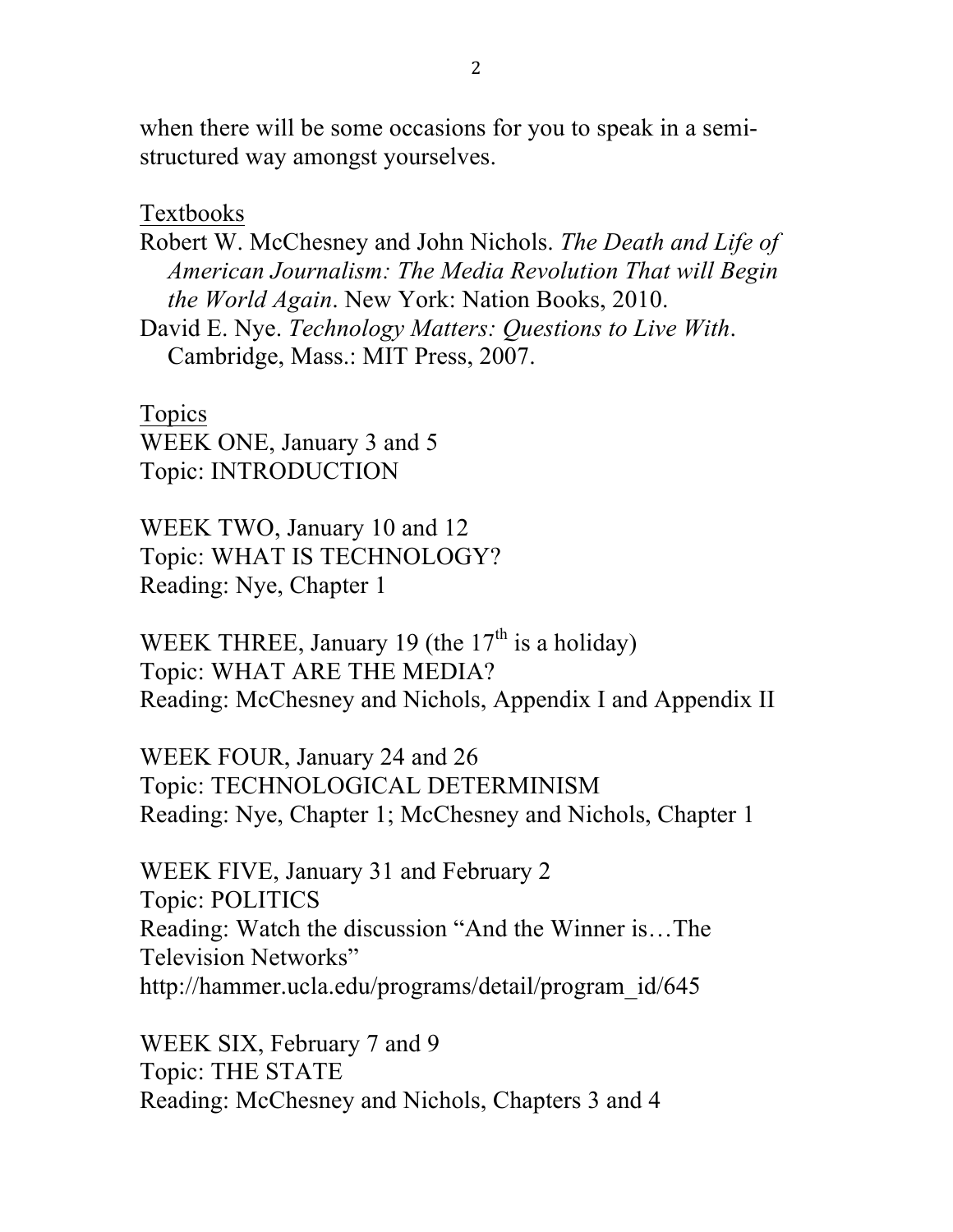when there will be some occasions for you to speak in a semi-structured way amongst yourselves.

## Textbooks

Robert W. McChesney and John Nichols. *The Death and Life of American Journalism: The Media Revolution That will Begin the World Again*. New York: Nation Books, 2010.

David E. Nye. *Technology Matters: Questions to Live With*. Cambridge, Mass.: MIT Press, 2007.

## Topics

WEEK ONE, January 3 and 5
Topic: INTRODUCTION

WEEK TWO, January 10 and 12
Topic: WHAT IS TECHNOLOGY?
Reading: Nye, Chapter 1

WEEK THREE, January 19 (the 17th is a holiday)
Topic: WHAT ARE THE MEDIA?
Reading: McChesney and Nichols, Appendix I and Appendix II

WEEK FOUR, January 24 and 26
Topic: TECHNOLOGICAL DETERMINISM
Reading: Nye, Chapter 1; McChesney and Nichols, Chapter 1

WEEK FIVE, January 31 and February 2
Topic: POLITICS
Reading: Watch the discussion "And the Winner is…The Television Networks"
http://hammer.ucla.edu/programs/detail/program_id/645

WEEK SIX, February 7 and 9
Topic: THE STATE
Reading: McChesney and Nichols, Chapters 3 and 4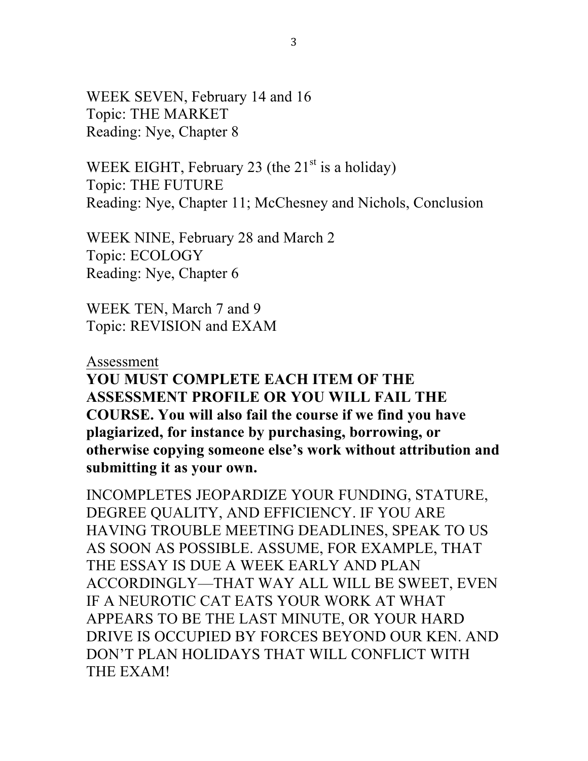WEEK SEVEN, February 14 and 16
Topic: THE MARKET
Reading: Nye, Chapter 8

WEEK EIGHT, February 23 (the 21st is a holiday)
Topic: THE FUTURE
Reading: Nye, Chapter 11; McChesney and Nichols, Conclusion

WEEK NINE, February 28 and March 2
Topic: ECOLOGY
Reading: Nye, Chapter 6

WEEK TEN, March 7 and 9
Topic: REVISION and EXAM

Assessment

**YOU MUST COMPLETE EACH ITEM OF THE ASSESSMENT PROFILE OR YOU WILL FAIL THE COURSE. You will also fail the course if we find you have plagiarized, for instance by purchasing, borrowing, or otherwise copying someone else's work without attribution and submitting it as your own.**

INCOMPLETES JEOPARDIZE YOUR FUNDING, STATURE, DEGREE QUALITY, AND EFFICIENCY. IF YOU ARE HAVING TROUBLE MEETING DEADLINES, SPEAK TO US AS SOON AS POSSIBLE. ASSUME, FOR EXAMPLE, THAT THE ESSAY IS DUE A WEEK EARLY AND PLAN ACCORDINGLY—THAT WAY ALL WILL BE SWEET, EVEN IF A NEUROTIC CAT EATS YOUR WORK AT WHAT APPEARS TO BE THE LAST MINUTE, OR YOUR HARD DRIVE IS OCCUPIED BY FORCES BEYOND OUR KEN. AND DON'T PLAN HOLIDAYS THAT WILL CONFLICT WITH THE EXAM!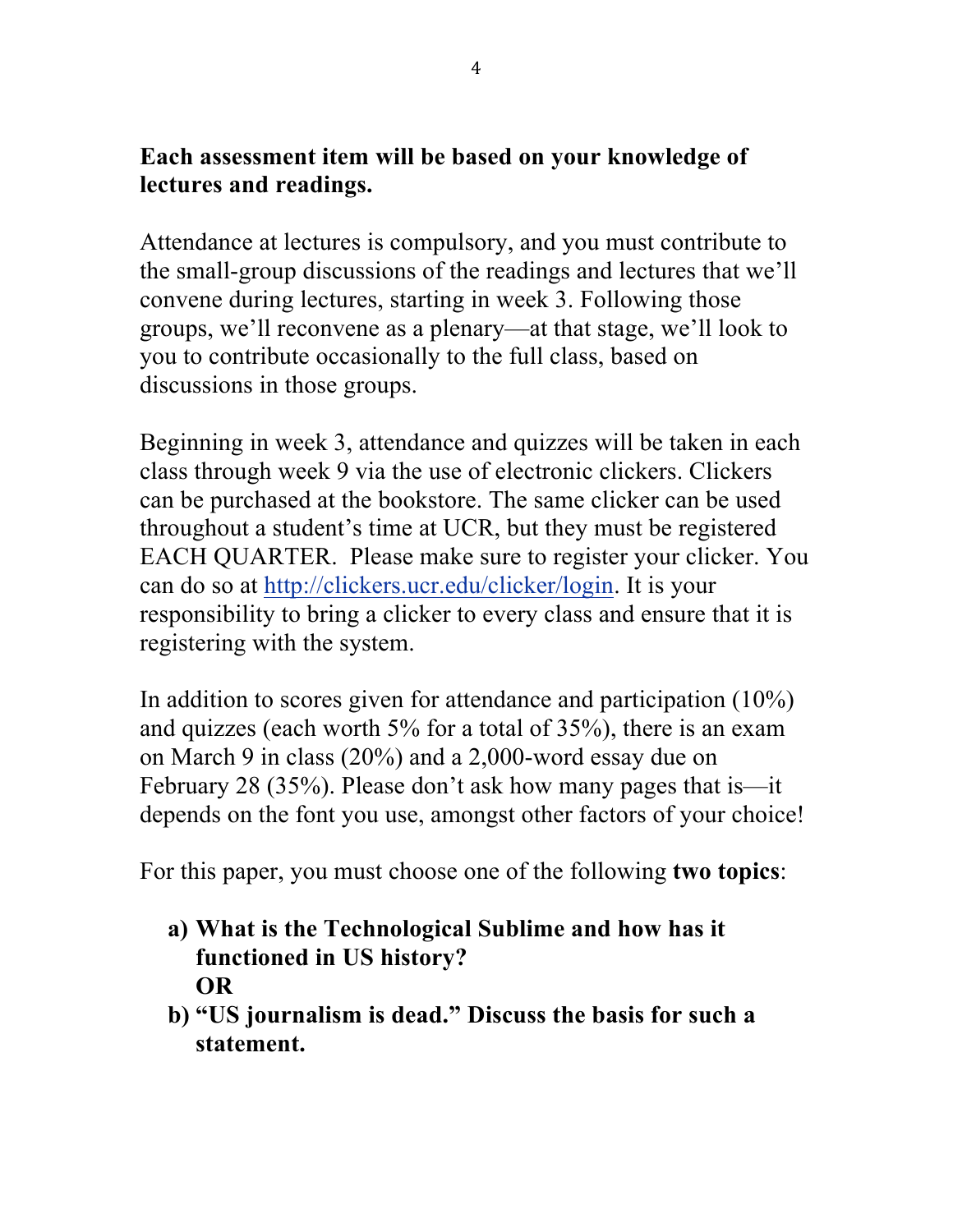**Each assessment item will be based on your knowledge of lectures and readings.**

Attendance at lectures is compulsory, and you must contribute to the small-group discussions of the readings and lectures that we'll convene during lectures, starting in week 3. Following those groups, we'll reconvene as a plenary—at that stage, we'll look to you to contribute occasionally to the full class, based on discussions in those groups.

Beginning in week 3, attendance and quizzes will be taken in each class through week 9 via the use of electronic clickers. Clickers can be purchased at the bookstore. The same clicker can be used throughout a student's time at UCR, but they must be registered EACH QUARTER. Please make sure to register your clicker. You can do so at http://clickers.ucr.edu/clicker/login. It is your responsibility to bring a clicker to every class and ensure that it is registering with the system.

In addition to scores given for attendance and participation (10%) and quizzes (each worth 5% for a total of 35%), there is an exam on March 9 in class (20%) and a 2,000-word essay due on February 28 (35%). Please don't ask how many pages that is—it depends on the font you use, amongst other factors of your choice!

For this paper, you must choose one of the following **two topics**:

a) **What is the Technological Sublime and how has it functioned in US history?**
   **OR**
b) **"US journalism is dead." Discuss the basis for such a statement.**